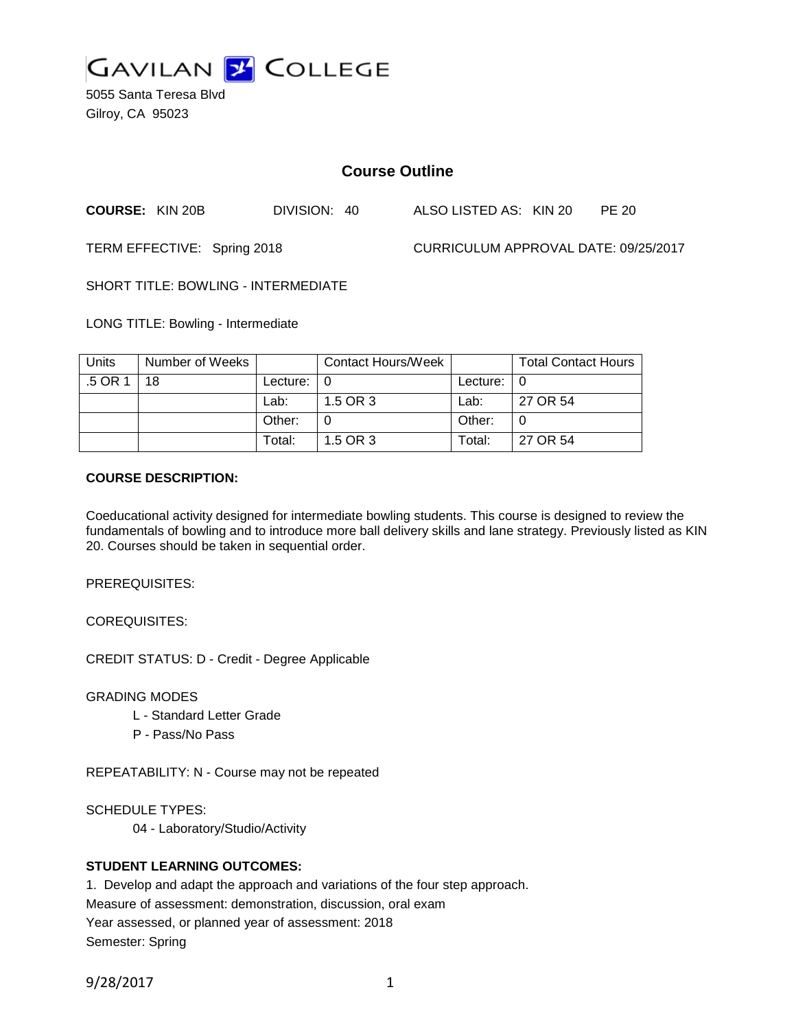# GAVILAN COLLEGE

5055 Santa Teresa Blvd
Gilroy, CA 95023

## Course Outline

**COURSE:** KIN 20B DIVISION: 40 ALSO LISTED AS: KIN 20 PE 20

TERM EFFECTIVE: Spring 2018 CURRICULUM APPROVAL DATE: 09/25/2017

SHORT TITLE: BOWLING - INTERMEDIATE

LONG TITLE: Bowling - Intermediate

| Units | Number of Weeks | | Contact Hours/Week | | Total Contact Hours |
|---|---|---|---|---|---|
| .5 OR 1 | 18 | Lecture: | 0 | Lecture: | 0 |
| | | Lab: | 1.5 OR 3 | Lab: | 27 OR 54 |
| | | Other: | 0 | Other: | 0 |
| | | Total: | 1.5 OR 3 | Total: | 27 OR 54 |

**COURSE DESCRIPTION:**

Coeducational activity designed for intermediate bowling students. This course is designed to review the fundamentals of bowling and to introduce more ball delivery skills and lane strategy. Previously listed as KIN 20. Courses should be taken in sequential order.

PREREQUISITES:

COREQUISITES:

CREDIT STATUS: D - Credit - Degree Applicable

GRADING MODES

- L - Standard Letter Grade
- P - Pass/No Pass

REPEATABILITY: N - Course may not be repeated

SCHEDULE TYPES:

- 04 - Laboratory/Studio/Activity

**STUDENT LEARNING OUTCOMES:**

1. Develop and adapt the approach and variations of the four step approach.
Measure of assessment: demonstration, discussion, oral exam
Year assessed, or planned year of assessment: 2018
Semester: Spring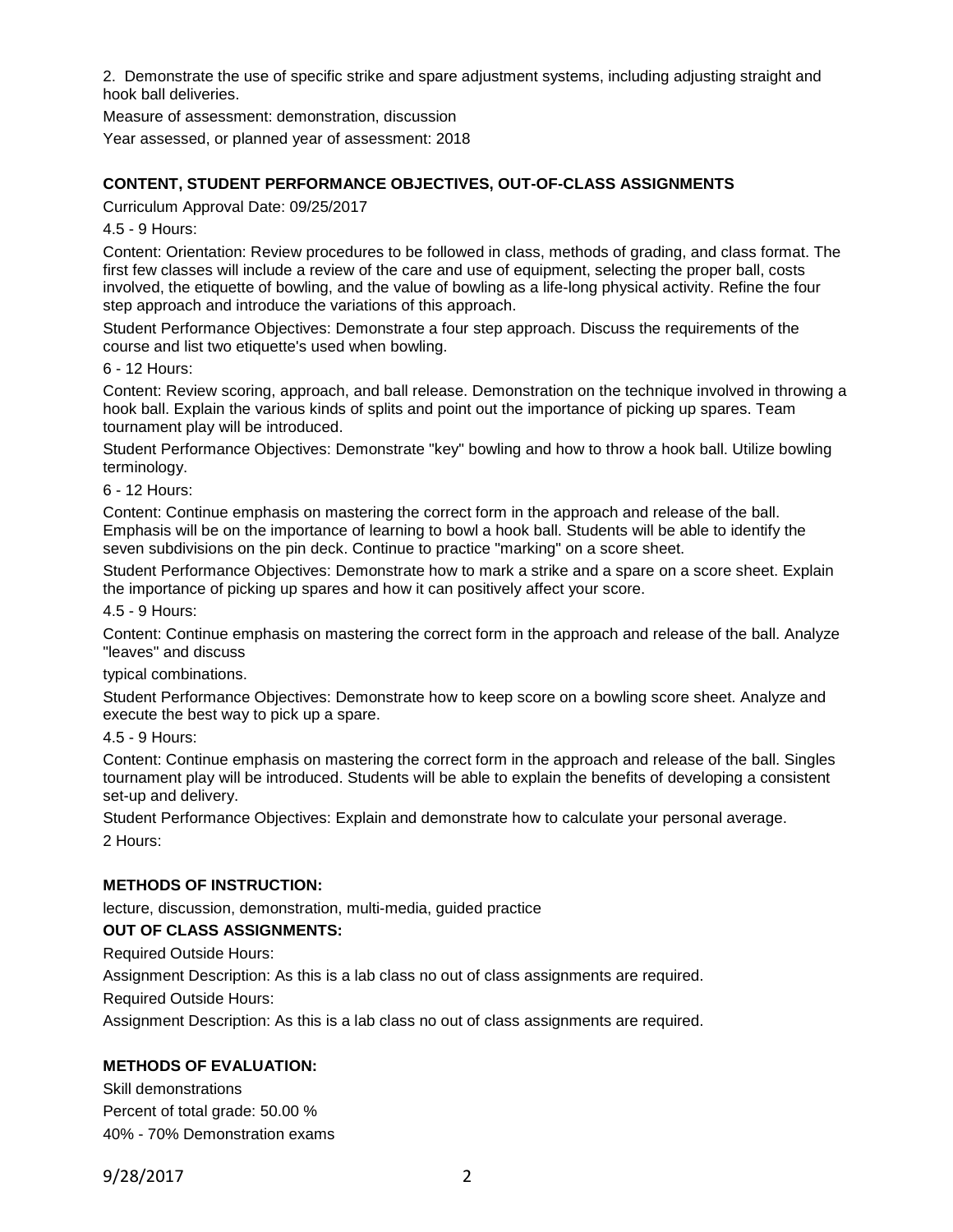2. Demonstrate the use of specific strike and spare adjustment systems, including adjusting straight and hook ball deliveries.

Measure of assessment: demonstration, discussion

Year assessed, or planned year of assessment: 2018

## CONTENT, STUDENT PERFORMANCE OBJECTIVES, OUT-OF-CLASS ASSIGNMENTS

Curriculum Approval Date: 09/25/2017

4.5 - 9 Hours:

Content: Orientation: Review procedures to be followed in class, methods of grading, and class format. The first few classes will include a review of the care and use of equipment, selecting the proper ball, costs involved, the etiquette of bowling, and the value of bowling as a life-long physical activity. Refine the four step approach and introduce the variations of this approach.

Student Performance Objectives: Demonstrate a four step approach. Discuss the requirements of the course and list two etiquette's used when bowling.

6 - 12 Hours:

Content: Review scoring, approach, and ball release. Demonstration on the technique involved in throwing a hook ball. Explain the various kinds of splits and point out the importance of picking up spares. Team tournament play will be introduced.

Student Performance Objectives: Demonstrate "key" bowling and how to throw a hook ball. Utilize bowling terminology.

6 - 12 Hours:

Content: Continue emphasis on mastering the correct form in the approach and release of the ball. Emphasis will be on the importance of learning to bowl a hook ball. Students will be able to identify the seven subdivisions on the pin deck. Continue to practice "marking" on a score sheet.

Student Performance Objectives: Demonstrate how to mark a strike and a spare on a score sheet. Explain the importance of picking up spares and how it can positively affect your score.

4.5 - 9 Hours:

Content: Continue emphasis on mastering the correct form in the approach and release of the ball. Analyze "leaves" and discuss

typical combinations.

Student Performance Objectives: Demonstrate how to keep score on a bowling score sheet. Analyze and execute the best way to pick up a spare.

4.5 - 9 Hours:

Content: Continue emphasis on mastering the correct form in the approach and release of the ball. Singles tournament play will be introduced. Students will be able to explain the benefits of developing a consistent set-up and delivery.

Student Performance Objectives: Explain and demonstrate how to calculate your personal average.

2 Hours:

## METHODS OF INSTRUCTION:

lecture, discussion, demonstration, multi-media, guided practice

## OUT OF CLASS ASSIGNMENTS:

Required Outside Hours:

Assignment Description: As this is a lab class no out of class assignments are required.

Required Outside Hours:

Assignment Description: As this is a lab class no out of class assignments are required.

## METHODS OF EVALUATION:

Skill demonstrations

Percent of total grade: 50.00 %

40% - 70% Demonstration exams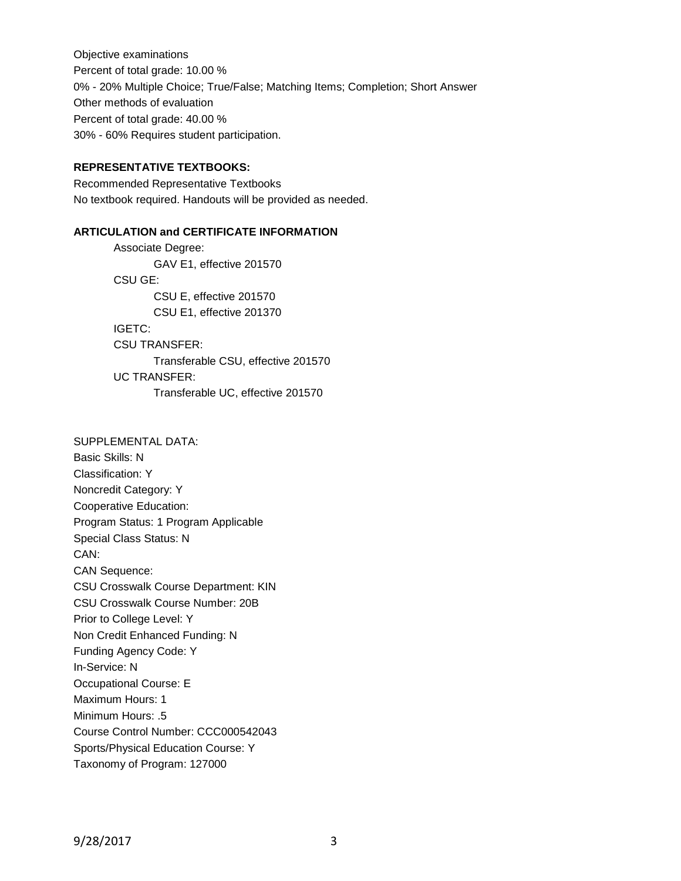Objective examinations
Percent of total grade: 10.00 %
0% - 20% Multiple Choice; True/False; Matching Items; Completion; Short Answer
Other methods of evaluation
Percent of total grade: 40.00 %
30% - 60% Requires student participation.

**REPRESENTATIVE TEXTBOOKS:**

Recommended Representative Textbooks
No textbook required. Handouts will be provided as needed.

**ARTICULATION and CERTIFICATE INFORMATION**

- Associate Degree:
  - GAV E1, effective 201570
- CSU GE:
  - CSU E, effective 201570
  - CSU E1, effective 201370
- IGETC:
- CSU TRANSFER:
  - Transferable CSU, effective 201570
- UC TRANSFER:
  - Transferable UC, effective 201570

SUPPLEMENTAL DATA:
Basic Skills: N
Classification: Y
Noncredit Category: Y
Cooperative Education:
Program Status: 1 Program Applicable
Special Class Status: N
CAN:
CAN Sequence:
CSU Crosswalk Course Department: KIN
CSU Crosswalk Course Number: 20B
Prior to College Level: Y
Non Credit Enhanced Funding: N
Funding Agency Code: Y
In-Service: N
Occupational Course: E
Maximum Hours: 1
Minimum Hours: .5
Course Control Number: CCC000542043
Sports/Physical Education Course: Y
Taxonomy of Program: 127000